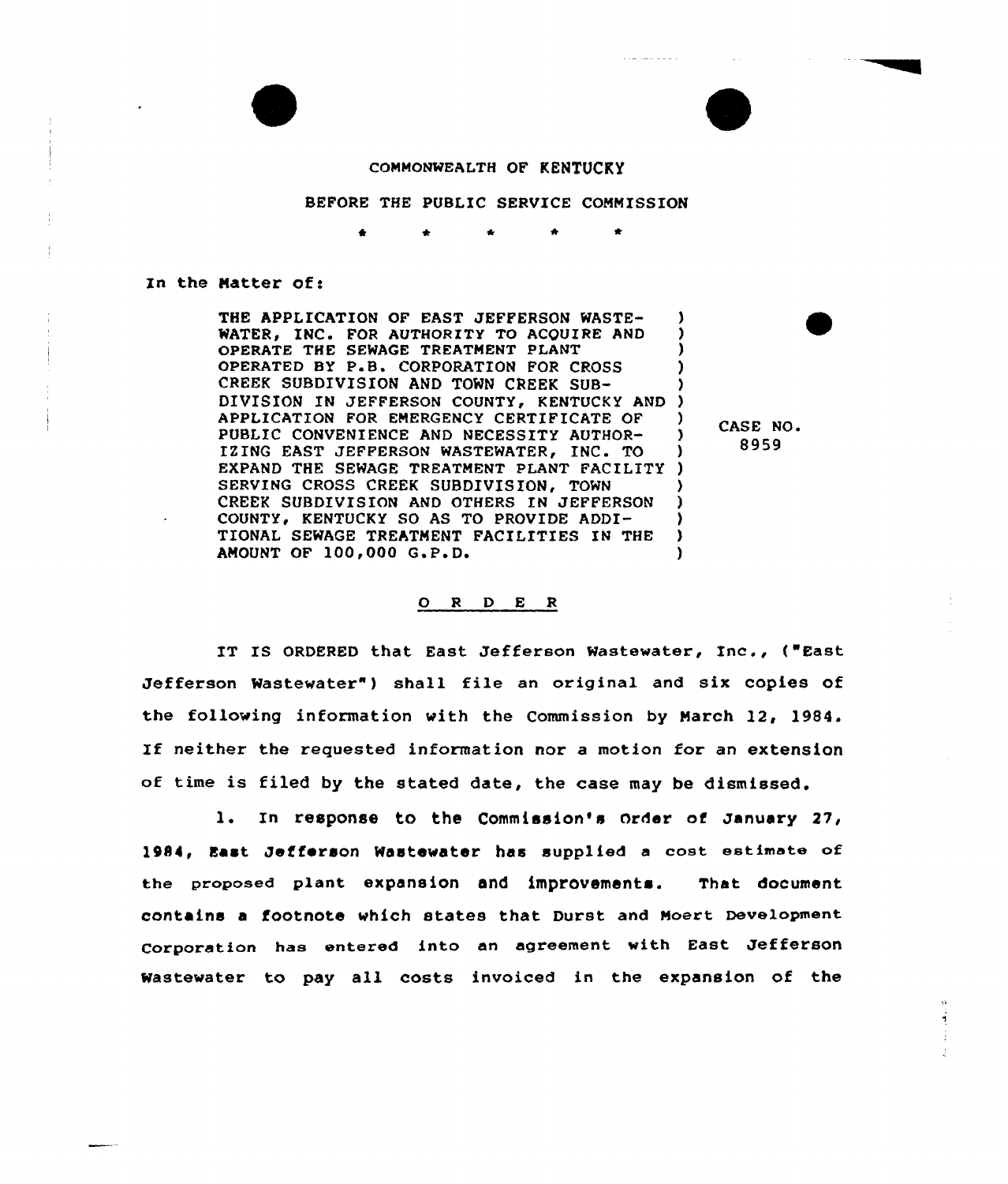COMMONWEALTH OF KENTUCKY

BEFORE THE PUBLIC SERVICE COMMISSION

\* \* \* \* \*

In the Matter of:

| | |
|---|---|
| THE APPLICATION OF EAST JEFFERSON WASTE-WATER, INC. FOR AUTHORITY TO ACQUIRE AND OPERATE THE SEWAGE TREATMENT PLANT OPERATED BY P.B. CORPORATION FOR CROSS CREEK SUBDIVISION AND TOWN CREEK SUB-DIVISION IN JEFFERSON COUNTY, KENTUCKY AND APPLICATION FOR EMERGENCY CERTIFICATE OF PUBLIC CONVENIENCE AND NECESSITY AUTHOR-IZING EAST JEFFERSON WASTEWATER, INC. TO EXPAND THE SEWAGE TREATMENT PLANT FACILITY SERVING CROSS CREEK SUBDIVISION, TOWN CREEK SUBDIVISION AND OTHERS IN JEFFERSON COUNTY, KENTUCKY SO AS TO PROVIDE ADDI-TIONAL SEWAGE TREATMENT FACILITIES IN THE AMOUNT OF 100,000 G.P.D. | CASE NO. 8959 |

O R D E R

IT IS ORDERED that East Jefferson Wastewater, Inc., ("East Jefferson Wastewater") shall file an original and six copies of the following information with the Commission by March 12, 1984. If neither the requested information nor a motion for an extension of time is filed by the stated date, the case may be dismissed.

1. In response to the Commission's Order of January 27, 1984, East Jefferson Wastewater has supplied a cost estimate of the proposed plant expansion and improvements. That document contains a footnote which states that Durst and Moert Development Corporation has entered into an agreement with East Jefferson Wastewater to pay all costs invoiced in the expansion of the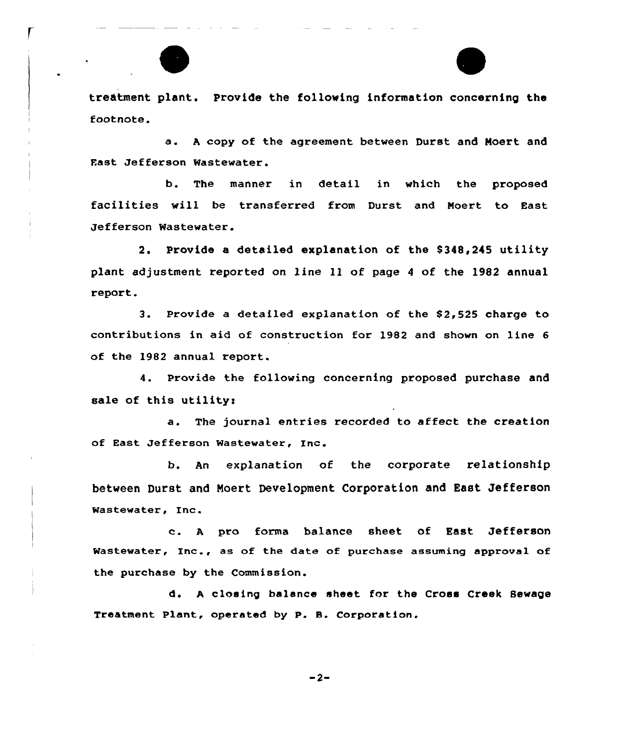treatment plant. Provide the following information concerning the footnote.

a. A copy of the agreement between Durst and Moert and East Jefferson Wastewater.

b. The manner in detail in which the proposed facilities will be transferred from Durst and Moert to East Jefferson Wastewater.

2. Provide a detailed explanation of the $348,245 utility plant adjustment reported on line 11 of page 4 of the 1982 annual report.

3. Provide a detailed explanation of the $2,525 charge to contributions in aid of construction for 1982 and shown on line 6 of the 1982 annual report.

4. Provide the following concerning proposed purchase and sale of this utility:

a. The journal entries recorded to affect the creation of East Jefferson Wastewater, Inc.

b. An explanation of the corporate relationship between Durst and Moert Development Corporation and East Jefferson Wastewater, Inc.

c. A pro forma balance sheet of East Jefferson Wastewater, Inc., as of the date of purchase assuming approval of the purchase by the Commission.

d. A closing balance sheet for the Cross Creek Sewage Treatment Plant, operated by P. B. Corporation.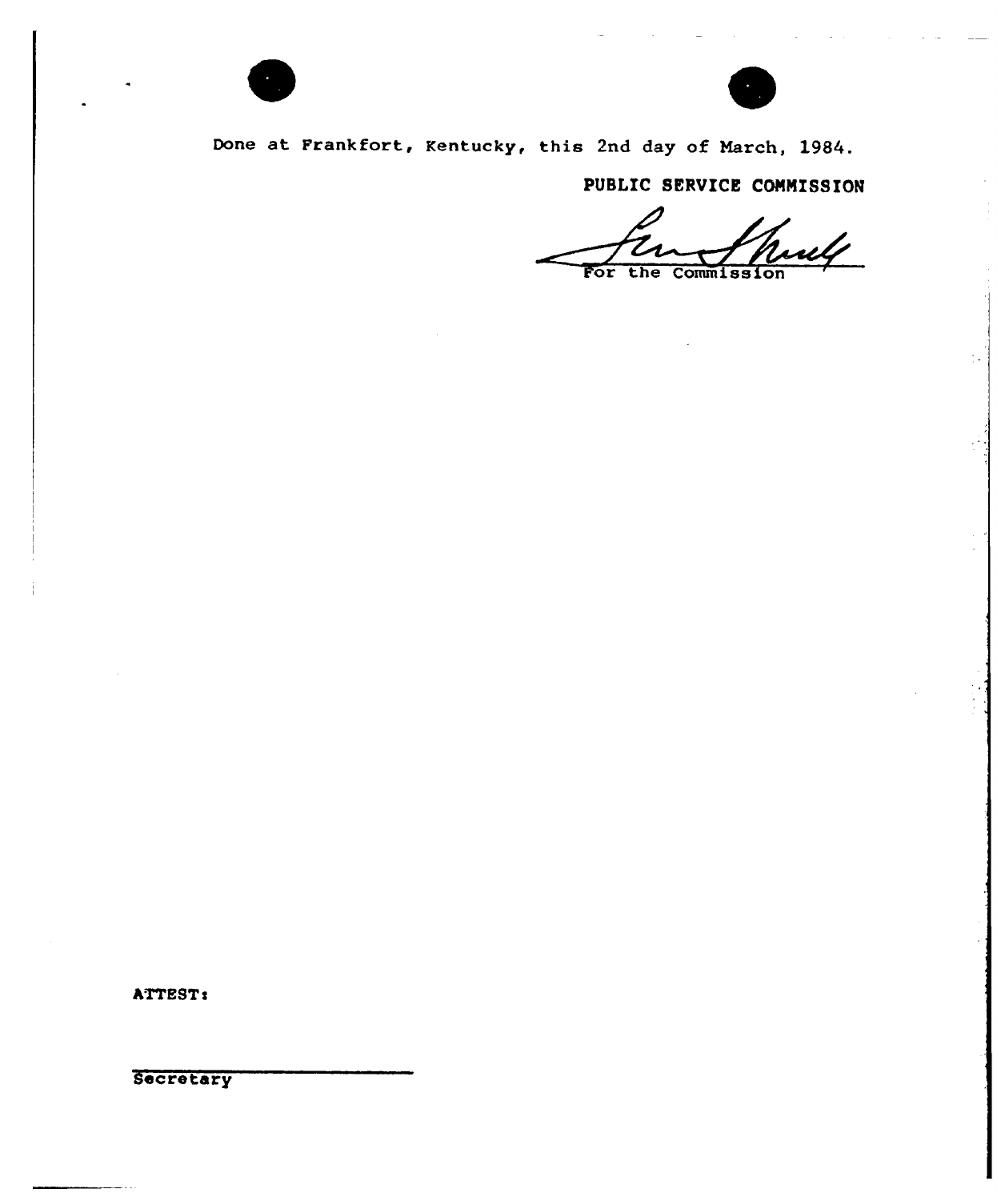Done at Frankfort, Kentucky, this 2nd day of March, 1984.

PUBLIC SERVICE COMMISSION

For the Commission

ATTEST:

Secretary